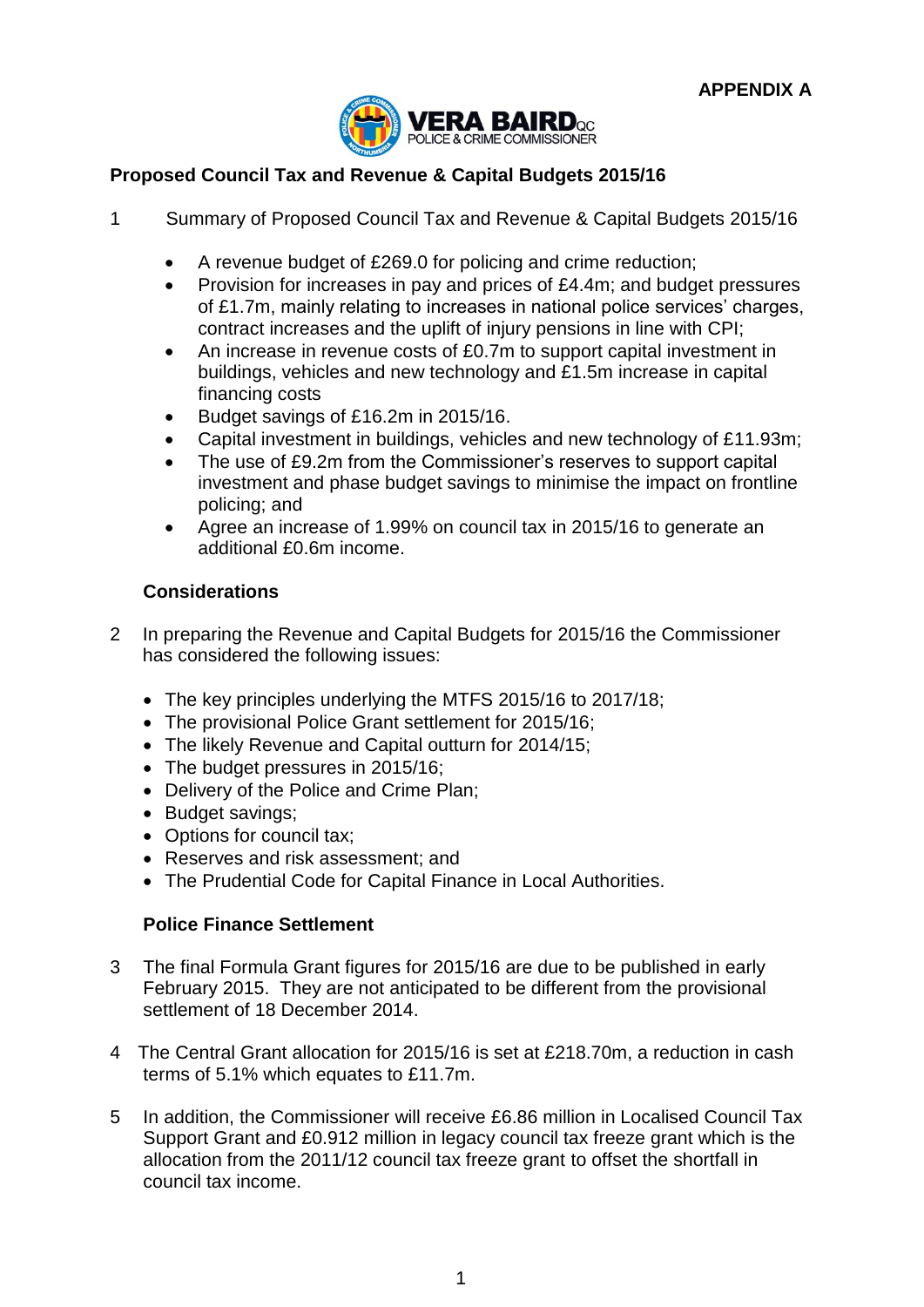**APPENDIX A**

VERA BAIRD QC
POLICE & CRIME COMMISSIONER

## Proposed Council Tax and Revenue & Capital Budgets 2015/16

1 Summary of Proposed Council Tax and Revenue & Capital Budgets 2015/16

- A revenue budget of £269.0 for policing and crime reduction;
- Provision for increases in pay and prices of £4.4m; and budget pressures of £1.7m, mainly relating to increases in national police services' charges, contract increases and the uplift of injury pensions in line with CPI;
- An increase in revenue costs of £0.7m to support capital investment in buildings, vehicles and new technology and £1.5m increase in capital financing costs
- Budget savings of £16.2m in 2015/16.
- Capital investment in buildings, vehicles and new technology of £11.93m;
- The use of £9.2m from the Commissioner's reserves to support capital investment and phase budget savings to minimise the impact on frontline policing; and
- Agree an increase of 1.99% on council tax in 2015/16 to generate an additional £0.6m income.

### Considerations

2 In preparing the Revenue and Capital Budgets for 2015/16 the Commissioner has considered the following issues:

- The key principles underlying the MTFS 2015/16 to 2017/18;
- The provisional Police Grant settlement for 2015/16;
- The likely Revenue and Capital outturn for 2014/15;
- The budget pressures in 2015/16;
- Delivery of the Police and Crime Plan;
- Budget savings;
- Options for council tax;
- Reserves and risk assessment; and
- The Prudential Code for Capital Finance in Local Authorities.

### Police Finance Settlement

3 The final Formula Grant figures for 2015/16 are due to be published in early February 2015. They are not anticipated to be different from the provisional settlement of 18 December 2014.

4 The Central Grant allocation for 2015/16 is set at £218.70m, a reduction in cash terms of 5.1% which equates to £11.7m.

5 In addition, the Commissioner will receive £6.86 million in Localised Council Tax Support Grant and £0.912 million in legacy council tax freeze grant which is the allocation from the 2011/12 council tax freeze grant to offset the shortfall in council tax income.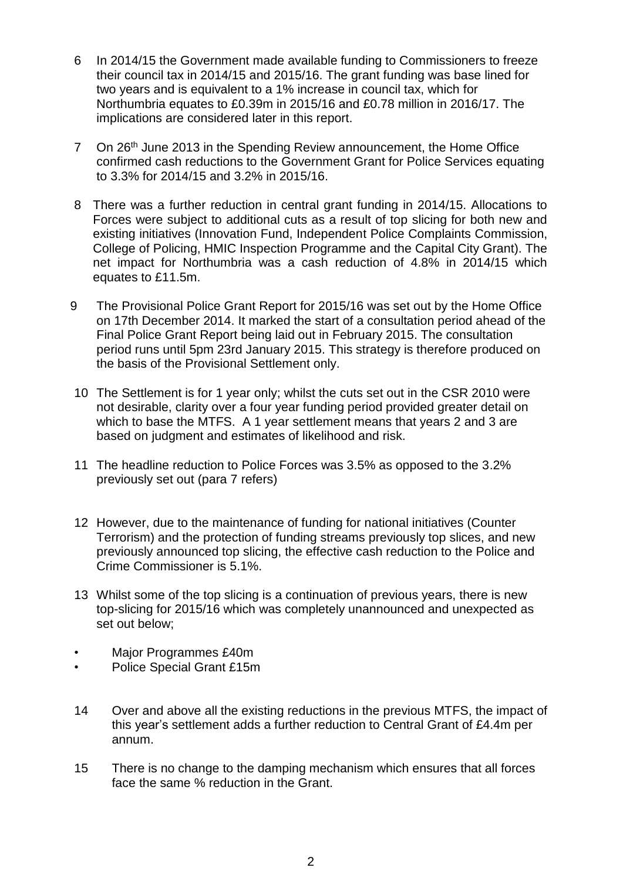6 In 2014/15 the Government made available funding to Commissioners to freeze their council tax in 2014/15 and 2015/16. The grant funding was base lined for two years and is equivalent to a 1% increase in council tax, which for Northumbria equates to £0.39m in 2015/16 and £0.78 million in 2016/17. The implications are considered later in this report.

7 On 26th June 2013 in the Spending Review announcement, the Home Office confirmed cash reductions to the Government Grant for Police Services equating to 3.3% for 2014/15 and 3.2% in 2015/16.

8 There was a further reduction in central grant funding in 2014/15. Allocations to Forces were subject to additional cuts as a result of top slicing for both new and existing initiatives (Innovation Fund, Independent Police Complaints Commission, College of Policing, HMIC Inspection Programme and the Capital City Grant). The net impact for Northumbria was a cash reduction of 4.8% in 2014/15 which equates to £11.5m.

9 The Provisional Police Grant Report for 2015/16 was set out by the Home Office on 17th December 2014. It marked the start of a consultation period ahead of the Final Police Grant Report being laid out in February 2015. The consultation period runs until 5pm 23rd January 2015. This strategy is therefore produced on the basis of the Provisional Settlement only.

10 The Settlement is for 1 year only; whilst the cuts set out in the CSR 2010 were not desirable, clarity over a four year funding period provided greater detail on which to base the MTFS. A 1 year settlement means that years 2 and 3 are based on judgment and estimates of likelihood and risk.

11 The headline reduction to Police Forces was 3.5% as opposed to the 3.2% previously set out (para 7 refers)

12 However, due to the maintenance of funding for national initiatives (Counter Terrorism) and the protection of funding streams previously top slices, and new previously announced top slicing, the effective cash reduction to the Police and Crime Commissioner is 5.1%.

13 Whilst some of the top slicing is a continuation of previous years, there is new top-slicing for 2015/16 which was completely unannounced and unexpected as set out below;

- Major Programmes £40m
- Police Special Grant £15m

14 Over and above all the existing reductions in the previous MTFS, the impact of this year's settlement adds a further reduction to Central Grant of £4.4m per annum.

15 There is no change to the damping mechanism which ensures that all forces face the same % reduction in the Grant.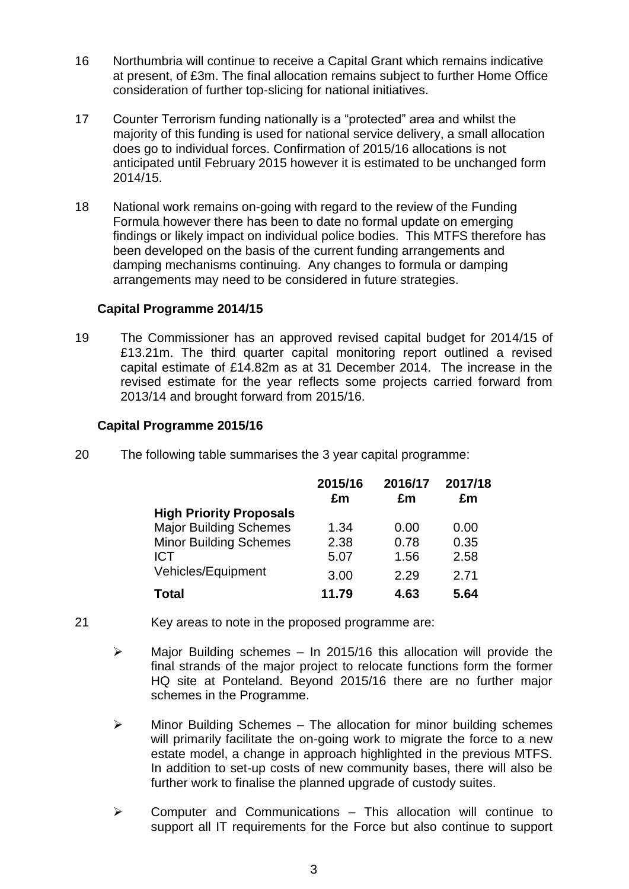16 Northumbria will continue to receive a Capital Grant which remains indicative at present, of £3m. The final allocation remains subject to further Home Office consideration of further top-slicing for national initiatives.

17 Counter Terrorism funding nationally is a "protected" area and whilst the majority of this funding is used for national service delivery, a small allocation does go to individual forces. Confirmation of 2015/16 allocations is not anticipated until February 2015 however it is estimated to be unchanged form 2014/15.

18 National work remains on-going with regard to the review of the Funding Formula however there has been to date no formal update on emerging findings or likely impact on individual police bodies. This MTFS therefore has been developed on the basis of the current funding arrangements and damping mechanisms continuing. Any changes to formula or damping arrangements may need to be considered in future strategies.

**Capital Programme 2014/15**

19 The Commissioner has an approved revised capital budget for 2014/15 of £13.21m. The third quarter capital monitoring report outlined a revised capital estimate of £14.82m as at 31 December 2014. The increase in the revised estimate for the year reflects some projects carried forward from 2013/14 and brought forward from 2015/16.

**Capital Programme 2015/16**

20 The following table summarises the 3 year capital programme:

| | 2015/16 £m | 2016/17 £m | 2017/18 £m |
|---|---|---|---|
| **High Priority Proposals** | | | |
| Major Building Schemes | 1.34 | 0.00 | 0.00 |
| Minor Building Schemes | 2.38 | 0.78 | 0.35 |
| ICT | 5.07 | 1.56 | 2.58 |
| Vehicles/Equipment | 3.00 | 2.29 | 2.71 |
| **Total** | **11.79** | **4.63** | **5.64** |

21 Key areas to note in the proposed programme are:

- Major Building schemes – In 2015/16 this allocation will provide the final strands of the major project to relocate functions form the former HQ site at Ponteland. Beyond 2015/16 there are no further major schemes in the Programme.
- Minor Building Schemes – The allocation for minor building schemes will primarily facilitate the on-going work to migrate the force to a new estate model, a change in approach highlighted in the previous MTFS. In addition to set-up costs of new community bases, there will also be further work to finalise the planned upgrade of custody suites.
- Computer and Communications – This allocation will continue to support all IT requirements for the Force but also continue to support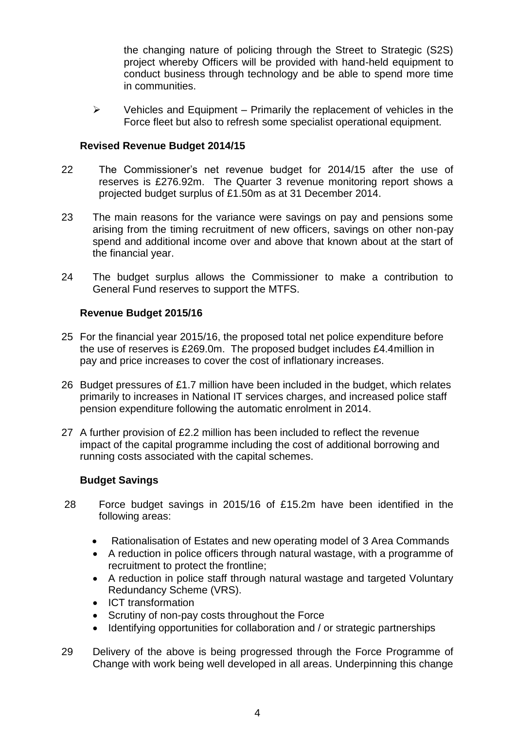the changing nature of policing through the Street to Strategic (S2S) project whereby Officers will be provided with hand-held equipment to conduct business through technology and be able to spend more time in communities.

- Vehicles and Equipment – Primarily the replacement of vehicles in the Force fleet but also to refresh some specialist operational equipment.

## Revised Revenue Budget 2014/15

22 The Commissioner's net revenue budget for 2014/15 after the use of reserves is £276.92m. The Quarter 3 revenue monitoring report shows a projected budget surplus of £1.50m as at 31 December 2014.

23 The main reasons for the variance were savings on pay and pensions some arising from the timing recruitment of new officers, savings on other non-pay spend and additional income over and above that known about at the start of the financial year.

24 The budget surplus allows the Commissioner to make a contribution to General Fund reserves to support the MTFS.

## Revenue Budget 2015/16

25 For the financial year 2015/16, the proposed total net police expenditure before the use of reserves is £269.0m. The proposed budget includes £4.4million in pay and price increases to cover the cost of inflationary increases.

26 Budget pressures of £1.7 million have been included in the budget, which relates primarily to increases in National IT services charges, and increased police staff pension expenditure following the automatic enrolment in 2014.

27 A further provision of £2.2 million has been included to reflect the revenue impact of the capital programme including the cost of additional borrowing and running costs associated with the capital schemes.

## Budget Savings

28 Force budget savings in 2015/16 of £15.2m have been identified in the following areas:

- Rationalisation of Estates and new operating model of 3 Area Commands
- A reduction in police officers through natural wastage, with a programme of recruitment to protect the frontline;
- A reduction in police staff through natural wastage and targeted Voluntary Redundancy Scheme (VRS).
- ICT transformation
- Scrutiny of non-pay costs throughout the Force
- Identifying opportunities for collaboration and / or strategic partnerships

29 Delivery of the above is being progressed through the Force Programme of Change with work being well developed in all areas. Underpinning this change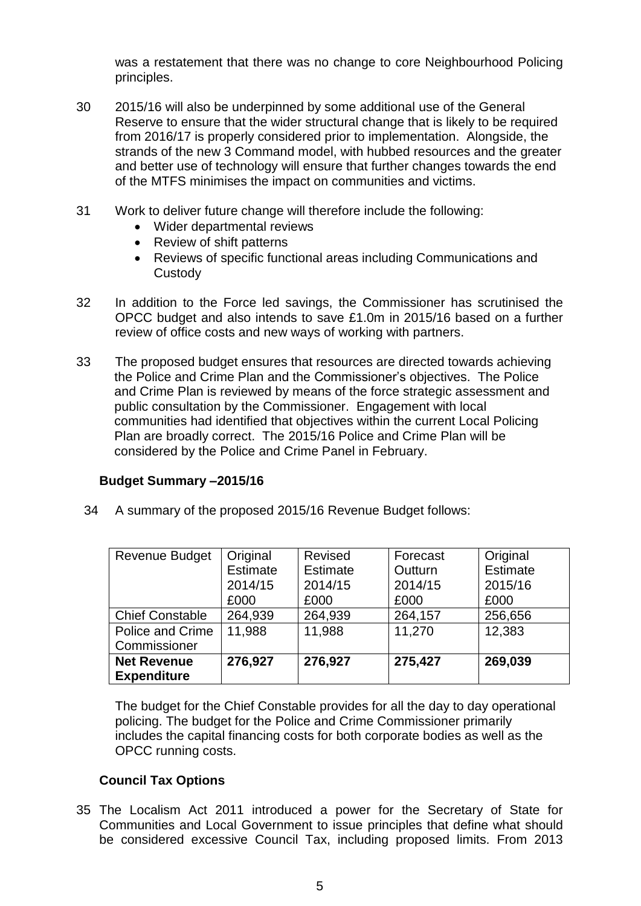was a restatement that there was no change to core Neighbourhood Policing principles.

30 2015/16 will also be underpinned by some additional use of the General Reserve to ensure that the wider structural change that is likely to be required from 2016/17 is properly considered prior to implementation. Alongside, the strands of the new 3 Command model, with hubbed resources and the greater and better use of technology will ensure that further changes towards the end of the MTFS minimises the impact on communities and victims.

31 Work to deliver future change will therefore include the following:

- Wider departmental reviews
- Review of shift patterns
- Reviews of specific functional areas including Communications and Custody

32 In addition to the Force led savings, the Commissioner has scrutinised the OPCC budget and also intends to save £1.0m in 2015/16 based on a further review of office costs and new ways of working with partners.

33 The proposed budget ensures that resources are directed towards achieving the Police and Crime Plan and the Commissioner's objectives. The Police and Crime Plan is reviewed by means of the force strategic assessment and public consultation by the Commissioner. Engagement with local communities had identified that objectives within the current Local Policing Plan are broadly correct. The 2015/16 Police and Crime Plan will be considered by the Police and Crime Panel in February.

### Budget Summary –2015/16

34 A summary of the proposed 2015/16 Revenue Budget follows:

| Revenue Budget | Original Estimate 2014/15 £000 | Revised Estimate 2014/15 £000 | Forecast Outturn 2014/15 £000 | Original Estimate 2015/16 £000 |
|---|---|---|---|---|
| Chief Constable | 264,939 | 264,939 | 264,157 | 256,656 |
| Police and Crime Commissioner | 11,988 | 11,988 | 11,270 | 12,383 |
| **Net Revenue Expenditure** | **276,927** | **276,927** | **275,427** | **269,039** |

The budget for the Chief Constable provides for all the day to day operational policing. The budget for the Police and Crime Commissioner primarily includes the capital financing costs for both corporate bodies as well as the OPCC running costs.

### Council Tax Options

35 The Localism Act 2011 introduced a power for the Secretary of State for Communities and Local Government to issue principles that define what should be considered excessive Council Tax, including proposed limits. From 2013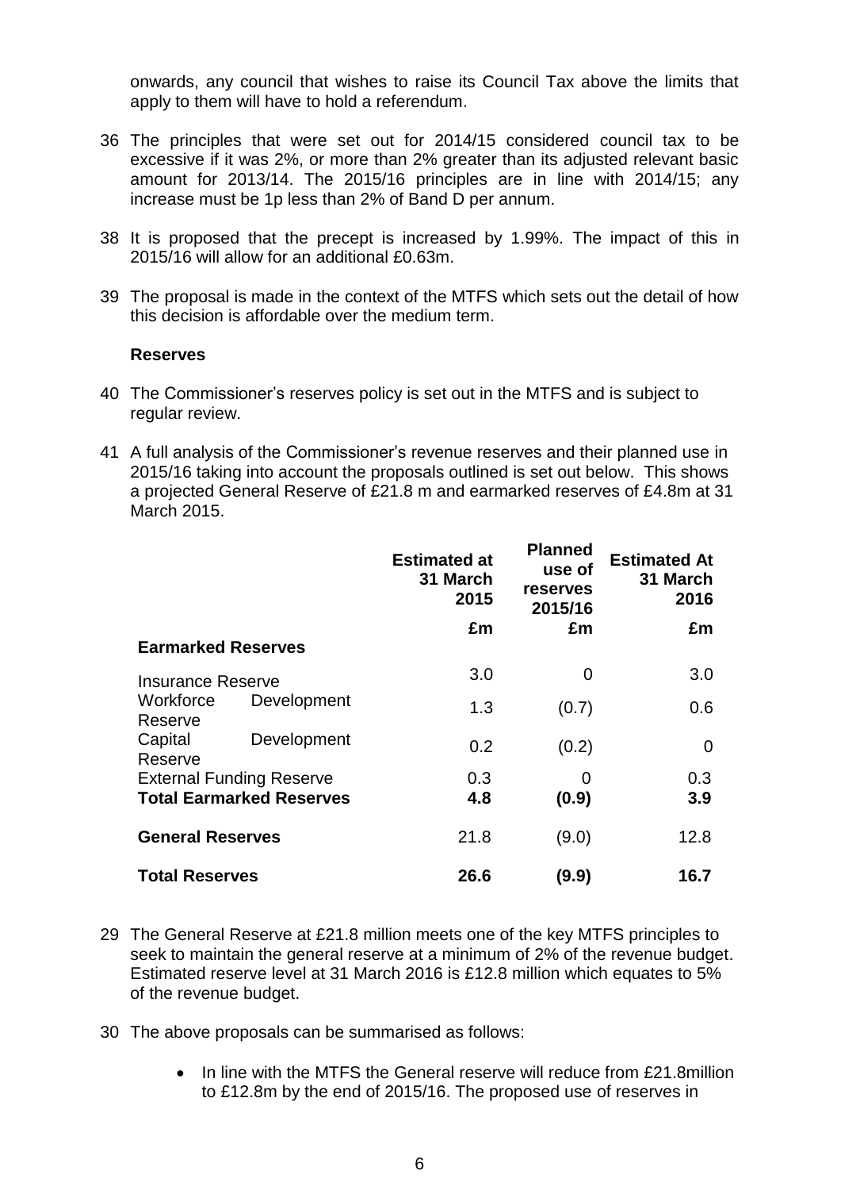onwards, any council that wishes to raise its Council Tax above the limits that apply to them will have to hold a referendum.

36 The principles that were set out for 2014/15 considered council tax to be excessive if it was 2%, or more than 2% greater than its adjusted relevant basic amount for 2013/14. The 2015/16 principles are in line with 2014/15; any increase must be 1p less than 2% of Band D per annum.

38 It is proposed that the precept is increased by 1.99%. The impact of this in 2015/16 will allow for an additional £0.63m.

39 The proposal is made in the context of the MTFS which sets out the detail of how this decision is affordable over the medium term.

**Reserves**

40 The Commissioner's reserves policy is set out in the MTFS and is subject to regular review.

41 A full analysis of the Commissioner's revenue reserves and their planned use in 2015/16 taking into account the proposals outlined is set out below. This shows a projected General Reserve of £21.8 m and earmarked reserves of £4.8m at 31 March 2015.

| | Estimated at 31 March 2015 | Planned use of reserves 2015/16 | Estimated At 31 March 2016 |
|---|---|---|---|
| | £m | £m | £m |
| **Earmarked Reserves** | | | |
| Insurance Reserve | 3.0 | 0 | 3.0 |
| Workforce Development Reserve | 1.3 | (0.7) | 0.6 |
| Capital Development Reserve | 0.2 | (0.2) | 0 |
| External Funding Reserve | 0.3 | 0 | 0.3 |
| **Total Earmarked Reserves** | **4.8** | **(0.9)** | **3.9** |
| **General Reserves** | 21.8 | (9.0) | 12.8 |
| **Total Reserves** | **26.6** | **(9.9)** | **16.7** |

29 The General Reserve at £21.8 million meets one of the key MTFS principles to seek to maintain the general reserve at a minimum of 2% of the revenue budget. Estimated reserve level at 31 March 2016 is £12.8 million which equates to 5% of the revenue budget.

30 The above proposals can be summarised as follows:

- In line with the MTFS the General reserve will reduce from £21.8million to £12.8m by the end of 2015/16. The proposed use of reserves in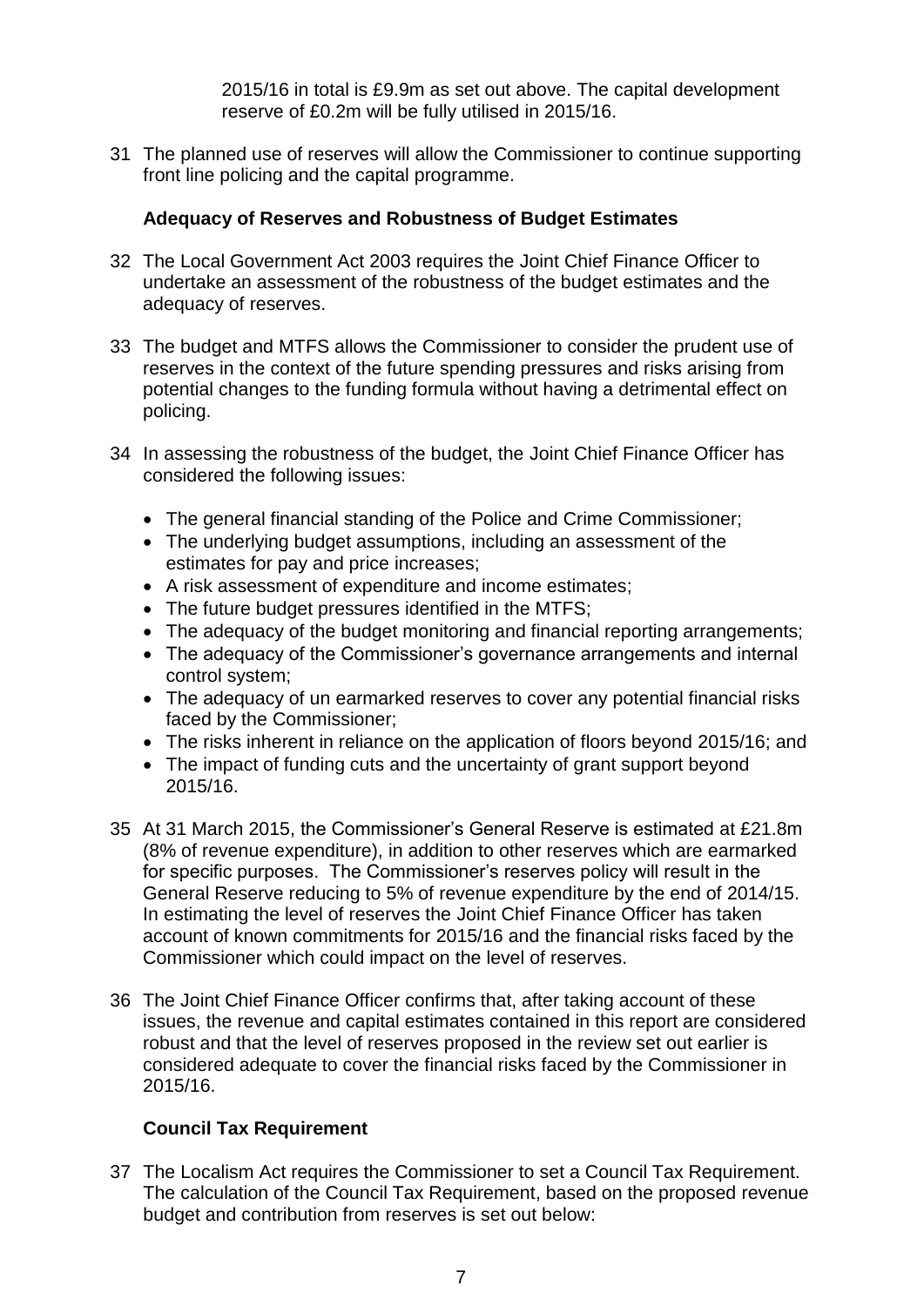2015/16 in total is £9.9m as set out above. The capital development reserve of £0.2m will be fully utilised in 2015/16.

31 The planned use of reserves will allow the Commissioner to continue supporting front line policing and the capital programme.

**Adequacy of Reserves and Robustness of Budget Estimates**

32 The Local Government Act 2003 requires the Joint Chief Finance Officer to undertake an assessment of the robustness of the budget estimates and the adequacy of reserves.

33 The budget and MTFS allows the Commissioner to consider the prudent use of reserves in the context of the future spending pressures and risks arising from potential changes to the funding formula without having a detrimental effect on policing.

34 In assessing the robustness of the budget, the Joint Chief Finance Officer has considered the following issues:

- The general financial standing of the Police and Crime Commissioner;
- The underlying budget assumptions, including an assessment of the estimates for pay and price increases;
- A risk assessment of expenditure and income estimates;
- The future budget pressures identified in the MTFS;
- The adequacy of the budget monitoring and financial reporting arrangements;
- The adequacy of the Commissioner's governance arrangements and internal control system;
- The adequacy of un earmarked reserves to cover any potential financial risks faced by the Commissioner;
- The risks inherent in reliance on the application of floors beyond 2015/16; and
- The impact of funding cuts and the uncertainty of grant support beyond 2015/16.

35 At 31 March 2015, the Commissioner's General Reserve is estimated at £21.8m (8% of revenue expenditure), in addition to other reserves which are earmarked for specific purposes. The Commissioner's reserves policy will result in the General Reserve reducing to 5% of revenue expenditure by the end of 2014/15. In estimating the level of reserves the Joint Chief Finance Officer has taken account of known commitments for 2015/16 and the financial risks faced by the Commissioner which could impact on the level of reserves.

36 The Joint Chief Finance Officer confirms that, after taking account of these issues, the revenue and capital estimates contained in this report are considered robust and that the level of reserves proposed in the review set out earlier is considered adequate to cover the financial risks faced by the Commissioner in 2015/16.

**Council Tax Requirement**

37 The Localism Act requires the Commissioner to set a Council Tax Requirement. The calculation of the Council Tax Requirement, based on the proposed revenue budget and contribution from reserves is set out below: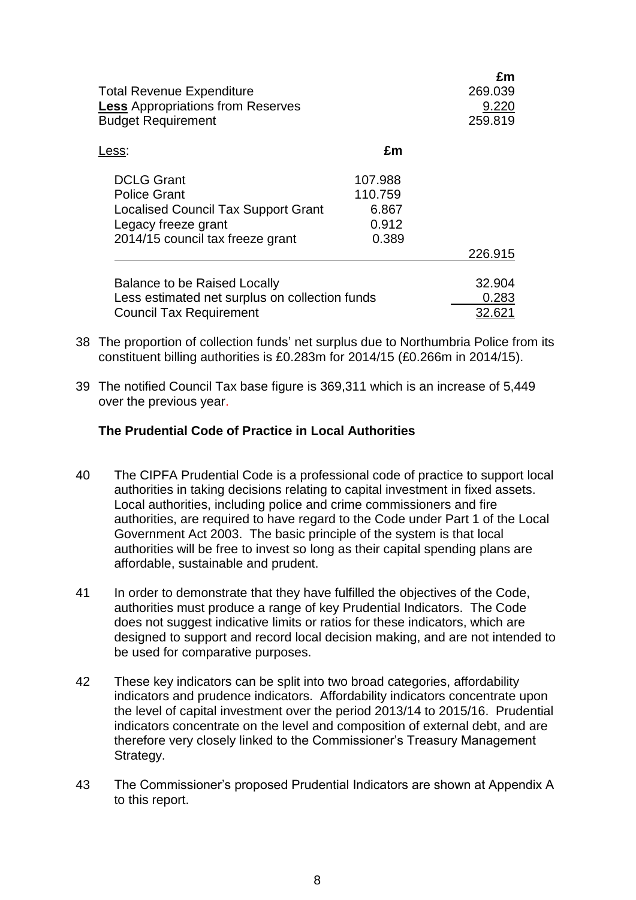| | | £m |
|---|---|---|
| Total Revenue Expenditure | | 269.039 |
| **Less** Appropriations from Reserves | | 9.220 |
| Budget Requirement | | 259.819 |
| Less: | £m | |
| DCLG Grant | 107.988 | |
| Police Grant | 110.759 | |
| Localised Council Tax Support Grant | 6.867 | |
| Legacy freeze grant | 0.912 | |
| 2014/15 council tax freeze grant | 0.389 | |
| | | 226.915 |
| Balance to be Raised Locally | | 32.904 |
| Less estimated net surplus on collection funds | | 0.283 |
| Council Tax Requirement | | 32.621 |

38 The proportion of collection funds' net surplus due to Northumbria Police from its constituent billing authorities is £0.283m for 2014/15 (£0.266m in 2014/15).

39 The notified Council Tax base figure is 369,311 which is an increase of 5,449 over the previous year.

**The Prudential Code of Practice in Local Authorities**

40 The CIPFA Prudential Code is a professional code of practice to support local authorities in taking decisions relating to capital investment in fixed assets. Local authorities, including police and crime commissioners and fire authorities, are required to have regard to the Code under Part 1 of the Local Government Act 2003. The basic principle of the system is that local authorities will be free to invest so long as their capital spending plans are affordable, sustainable and prudent.

41 In order to demonstrate that they have fulfilled the objectives of the Code, authorities must produce a range of key Prudential Indicators. The Code does not suggest indicative limits or ratios for these indicators, which are designed to support and record local decision making, and are not intended to be used for comparative purposes.

42 These key indicators can be split into two broad categories, affordability indicators and prudence indicators. Affordability indicators concentrate upon the level of capital investment over the period 2013/14 to 2015/16. Prudential indicators concentrate on the level and composition of external debt, and are therefore very closely linked to the Commissioner's Treasury Management Strategy.

43 The Commissioner's proposed Prudential Indicators are shown at Appendix A to this report.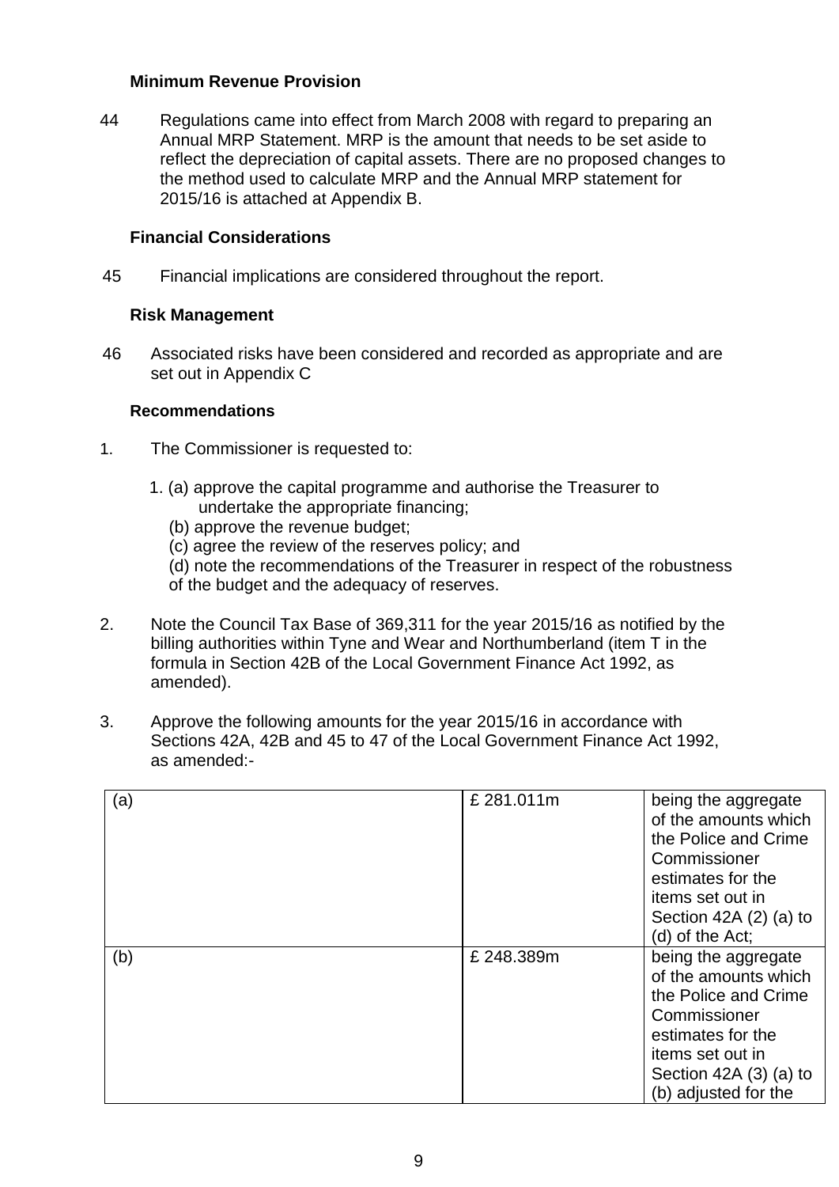### Minimum Revenue Provision

44 Regulations came into effect from March 2008 with regard to preparing an Annual MRP Statement. MRP is the amount that needs to be set aside to reflect the depreciation of capital assets. There are no proposed changes to the method used to calculate MRP and the Annual MRP statement for 2015/16 is attached at Appendix B.

### Financial Considerations

45 Financial implications are considered throughout the report.

### Risk Management

46 Associated risks have been considered and recorded as appropriate and are set out in Appendix C

### Recommendations

1. The Commissioner is requested to:

   1. (a) approve the capital programme and authorise the Treasurer to undertake the appropriate financing;
      (b) approve the revenue budget;
      (c) agree the review of the reserves policy; and
      (d) note the recommendations of the Treasurer in respect of the robustness of the budget and the adequacy of reserves.

2. Note the Council Tax Base of 369,311 for the year 2015/16 as notified by the billing authorities within Tyne and Wear and Northumberland (item T in the formula in Section 42B of the Local Government Finance Act 1992, as amended).

3. Approve the following amounts for the year 2015/16 in accordance with Sections 42A, 42B and 45 to 47 of the Local Government Finance Act 1992, as amended:-

| | | |
|---|---|---|
| (a) | £ 281.011m | being the aggregate of the amounts which the Police and Crime Commissioner estimates for the items set out in Section 42A (2) (a) to (d) of the Act; |
| (b) | £ 248.389m | being the aggregate of the amounts which the Police and Crime Commissioner estimates for the items set out in Section 42A (3) (a) to (b) adjusted for the |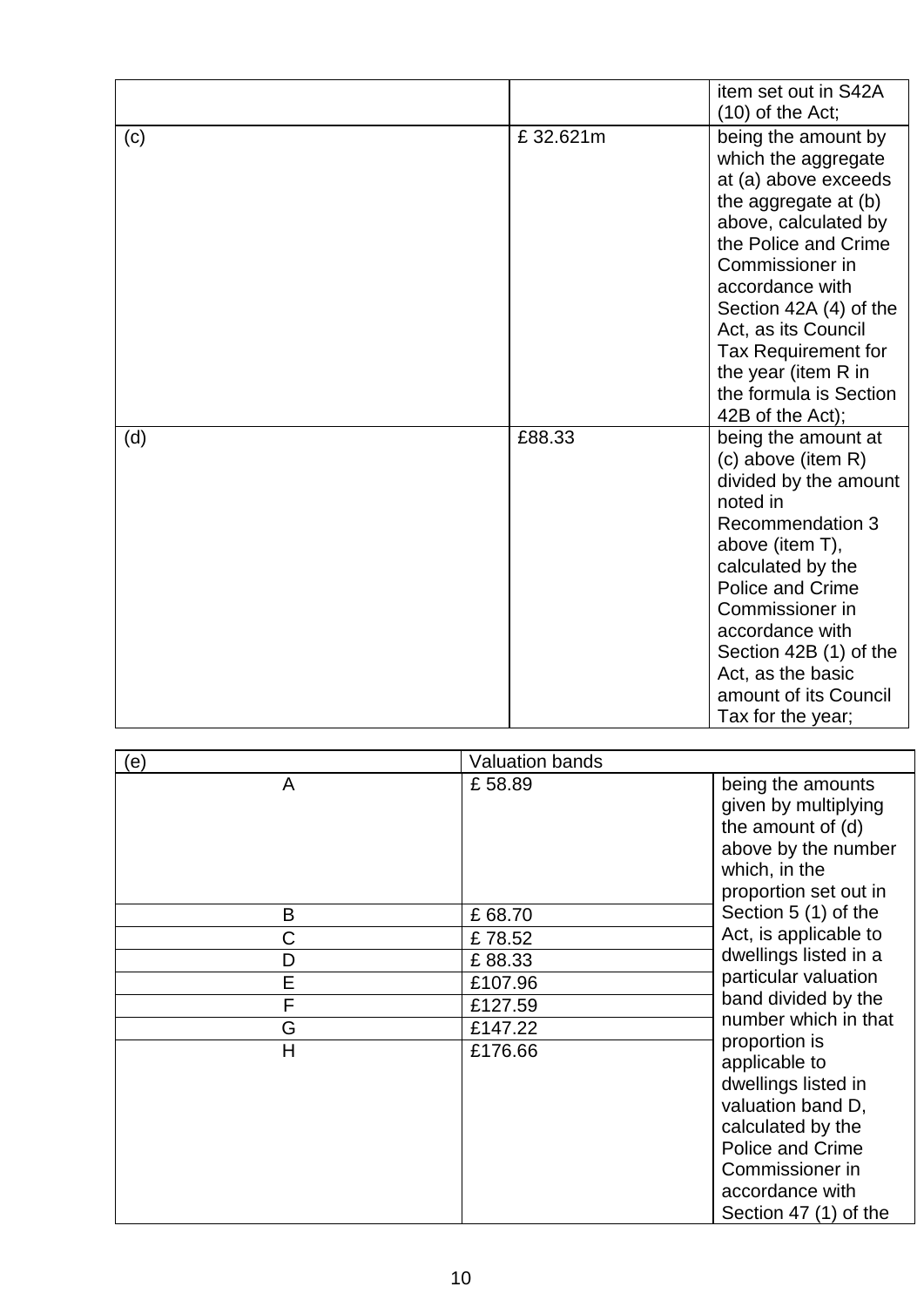|  |  | item set out in S42A (10) of the Act; |
|---|---|---|
| (c) | £ 32.621m | being the amount by which the aggregate at (a) above exceeds the aggregate at (b) above, calculated by the Police and Crime Commissioner in accordance with Section 42A (4) of the Act, as its Council Tax Requirement for the year (item R in the formula is Section 42B of the Act); |
| (d) | £88.33 | being the amount at (c) above (item R) divided by the amount noted in Recommendation 3 above (item T), calculated by the Police and Crime Commissioner in accordance with Section 42B (1) of the Act, as the basic amount of its Council Tax for the year; |

| (e) | Valuation bands | |
|---|---|---|
| A | £ 58.89 | being the amounts given by multiplying the amount of (d) above by the number which, in the proportion set out in Section 5 (1) of the Act, is applicable to dwellings listed in a particular valuation band divided by the number which in that proportion is applicable to dwellings listed in valuation band D, calculated by the Police and Crime Commissioner in accordance with Section 47 (1) of the |
| B | £ 68.70 | |
| C | £ 78.52 | |
| D | £ 88.33 | |
| E | £107.96 | |
| F | £127.59 | |
| G | £147.22 | |
| H | £176.66 | |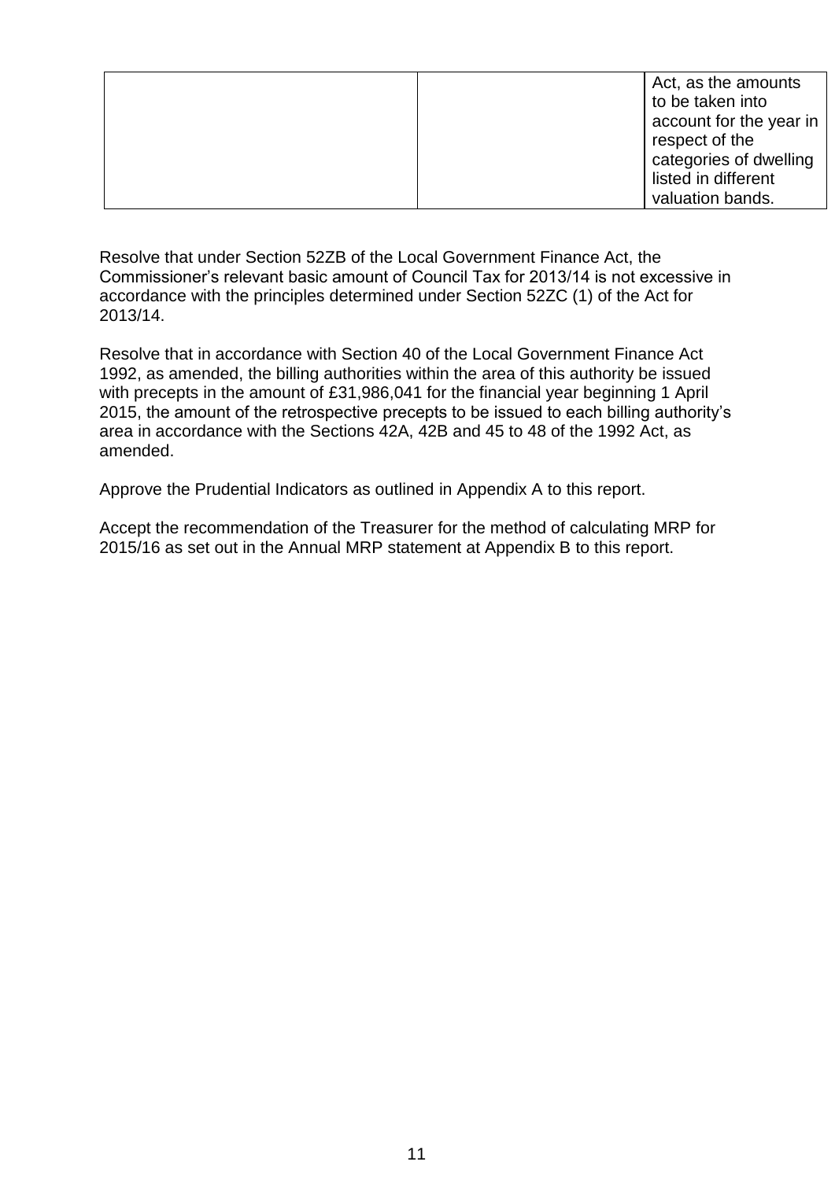| | | |
|---|---|---|
| | | Act, as the amounts to be taken into account for the year in respect of the categories of dwelling listed in different valuation bands. |

Resolve that under Section 52ZB of the Local Government Finance Act, the Commissioner's relevant basic amount of Council Tax for 2013/14 is not excessive in accordance with the principles determined under Section 52ZC (1) of the Act for 2013/14.

Resolve that in accordance with Section 40 of the Local Government Finance Act 1992, as amended, the billing authorities within the area of this authority be issued with precepts in the amount of £31,986,041 for the financial year beginning 1 April 2015, the amount of the retrospective precepts to be issued to each billing authority's area in accordance with the Sections 42A, 42B and 45 to 48 of the 1992 Act, as amended.

Approve the Prudential Indicators as outlined in Appendix A to this report.

Accept the recommendation of the Treasurer for the method of calculating MRP for 2015/16 as set out in the Annual MRP statement at Appendix B to this report.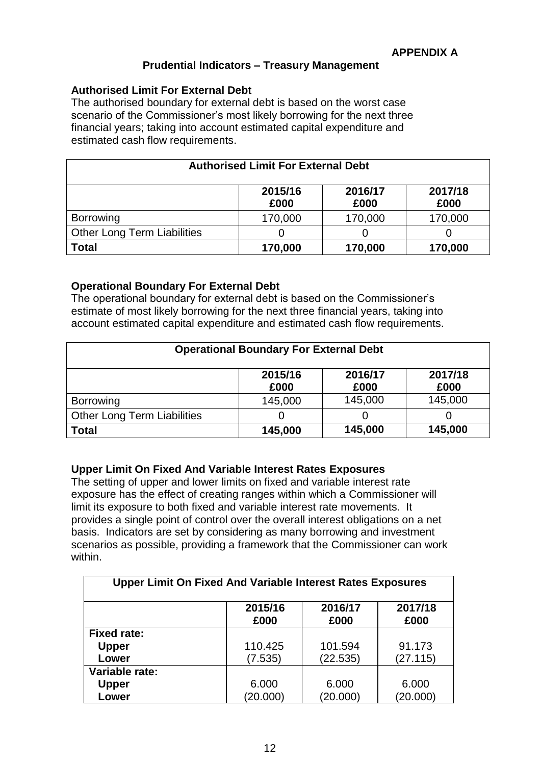**APPENDIX A**

## Prudential Indicators – Treasury Management

### Authorised Limit For External Debt

The authorised boundary for external debt is based on the worst case scenario of the Commissioner's most likely borrowing for the next three financial years; taking into account estimated capital expenditure and estimated cash flow requirements.

| Authorised Limit For External Debt | | | |
|---|---|---|---|
| | 2015/16 £000 | 2016/17 £000 | 2017/18 £000 |
| Borrowing | 170,000 | 170,000 | 170,000 |
| Other Long Term Liabilities | 0 | 0 | 0 |
| **Total** | **170,000** | **170,000** | **170,000** |

### Operational Boundary For External Debt

The operational boundary for external debt is based on the Commissioner's estimate of most likely borrowing for the next three financial years, taking into account estimated capital expenditure and estimated cash flow requirements.

| Operational Boundary For External Debt | | | |
|---|---|---|---|
| | 2015/16 £000 | 2016/17 £000 | 2017/18 £000 |
| Borrowing | 145,000 | 145,000 | 145,000 |
| Other Long Term Liabilities | 0 | 0 | 0 |
| **Total** | **145,000** | **145,000** | **145,000** |

### Upper Limit On Fixed And Variable Interest Rates Exposures

The setting of upper and lower limits on fixed and variable interest rate exposure has the effect of creating ranges within which a Commissioner will limit its exposure to both fixed and variable interest rate movements. It provides a single point of control over the overall interest obligations on a net basis. Indicators are set by considering as many borrowing and investment scenarios as possible, providing a framework that the Commissioner can work within.

| Upper Limit On Fixed And Variable Interest Rates Exposures | | | |
|---|---|---|---|
| | 2015/16 £000 | 2016/17 £000 | 2017/18 £000 |
| **Fixed rate:** | | | |
| **Upper** | 110.425 | 101.594 | 91.173 |
| **Lower** | (7.535) | (22.535) | (27.115) |
| **Variable rate:** | | | |
| **Upper** | 6.000 | 6.000 | 6.000 |
| **Lower** | (20.000) | (20.000) | (20.000) |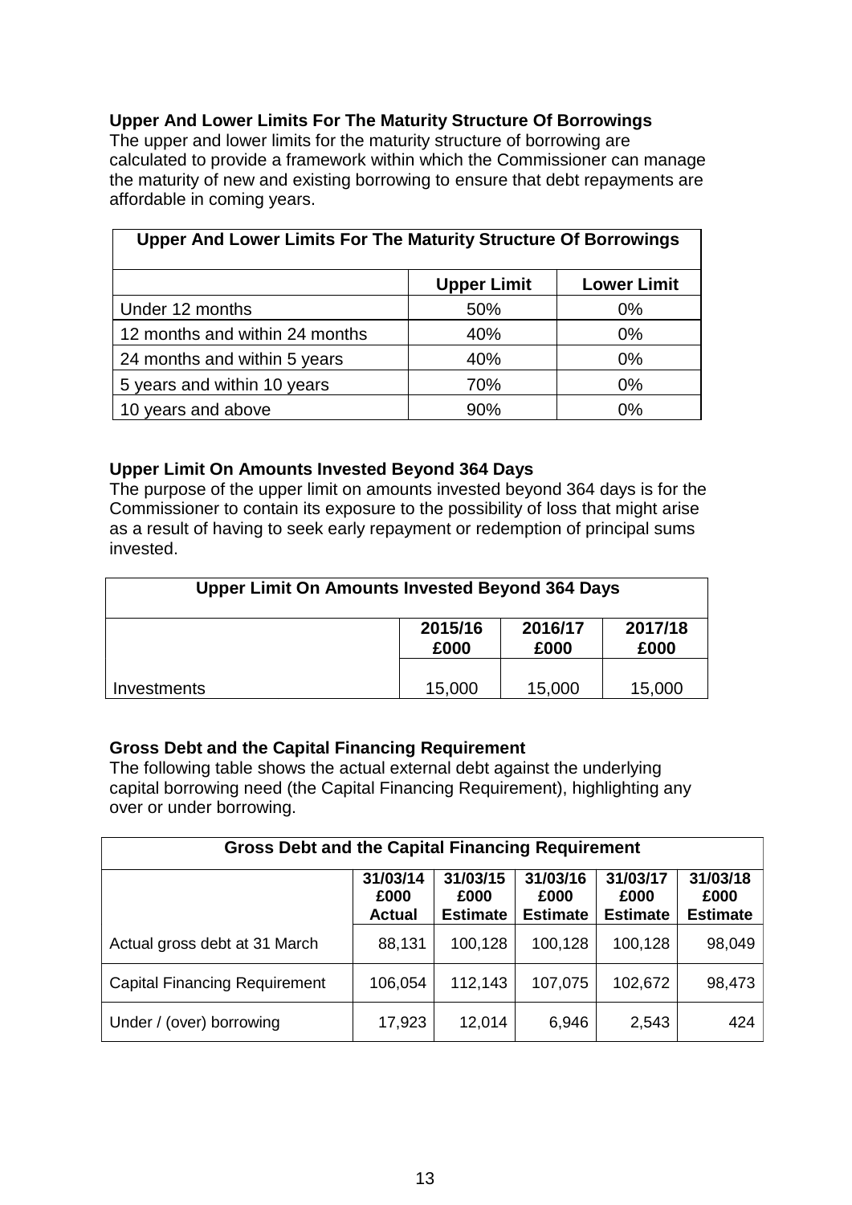### Upper And Lower Limits For The Maturity Structure Of Borrowings

The upper and lower limits for the maturity structure of borrowing are calculated to provide a framework within which the Commissioner can manage the maturity of new and existing borrowing to ensure that debt repayments are affordable in coming years.

| Upper And Lower Limits For The Maturity Structure Of Borrowings | | |
|---|---|---|
| | **Upper Limit** | **Lower Limit** |
| Under 12 months | 50% | 0% |
| 12 months and within 24 months | 40% | 0% |
| 24 months and within 5 years | 40% | 0% |
| 5 years and within 10 years | 70% | 0% |
| 10 years and above | 90% | 0% |

### Upper Limit On Amounts Invested Beyond 364 Days

The purpose of the upper limit on amounts invested beyond 364 days is for the Commissioner to contain its exposure to the possibility of loss that might arise as a result of having to seek early repayment or redemption of principal sums invested.

| Upper Limit On Amounts Invested Beyond 364 Days | | | |
|---|---|---|---|
| | **2015/16 £000** | **2016/17 £000** | **2017/18 £000** |
| Investments | 15,000 | 15,000 | 15,000 |

### Gross Debt and the Capital Financing Requirement

The following table shows the actual external debt against the underlying capital borrowing need (the Capital Financing Requirement), highlighting any over or under borrowing.

| Gross Debt and the Capital Financing Requirement | | | | | |
|---|---|---|---|---|---|
| | **31/03/14 £000 Actual** | **31/03/15 £000 Estimate** | **31/03/16 £000 Estimate** | **31/03/17 £000 Estimate** | **31/03/18 £000 Estimate** |
| Actual gross debt at 31 March | 88,131 | 100,128 | 100,128 | 100,128 | 98,049 |
| Capital Financing Requirement | 106,054 | 112,143 | 107,075 | 102,672 | 98,473 |
| Under / (over) borrowing | 17,923 | 12,014 | 6,946 | 2,543 | 424 |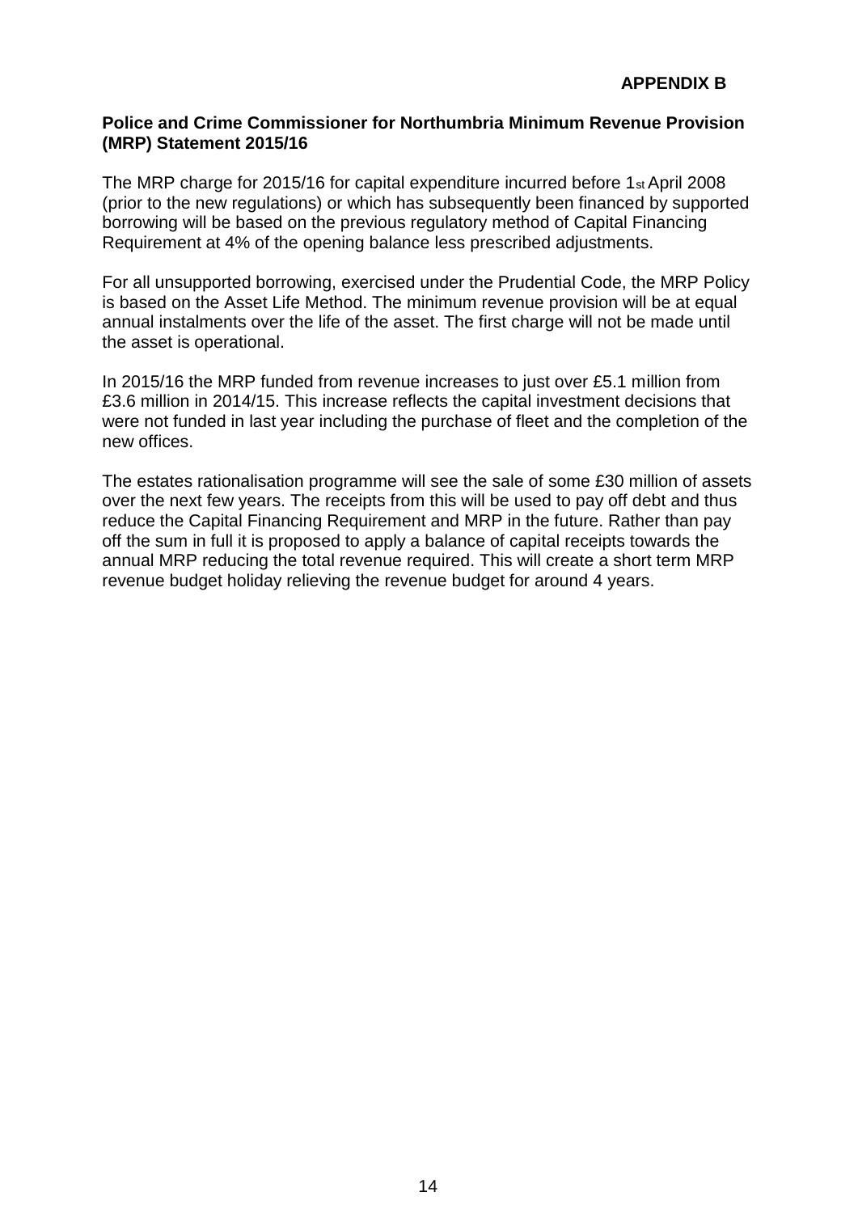**APPENDIX B**

**Police and Crime Commissioner for Northumbria Minimum Revenue Provision (MRP) Statement 2015/16**

The MRP charge for 2015/16 for capital expenditure incurred before 1st April 2008 (prior to the new regulations) or which has subsequently been financed by supported borrowing will be based on the previous regulatory method of Capital Financing Requirement at 4% of the opening balance less prescribed adjustments.

For all unsupported borrowing, exercised under the Prudential Code, the MRP Policy is based on the Asset Life Method. The minimum revenue provision will be at equal annual instalments over the life of the asset. The first charge will not be made until the asset is operational.

In 2015/16 the MRP funded from revenue increases to just over £5.1 million from £3.6 million in 2014/15. This increase reflects the capital investment decisions that were not funded in last year including the purchase of fleet and the completion of the new offices.

The estates rationalisation programme will see the sale of some £30 million of assets over the next few years. The receipts from this will be used to pay off debt and thus reduce the Capital Financing Requirement and MRP in the future. Rather than pay off the sum in full it is proposed to apply a balance of capital receipts towards the annual MRP reducing the total revenue required. This will create a short term MRP revenue budget holiday relieving the revenue budget for around 4 years.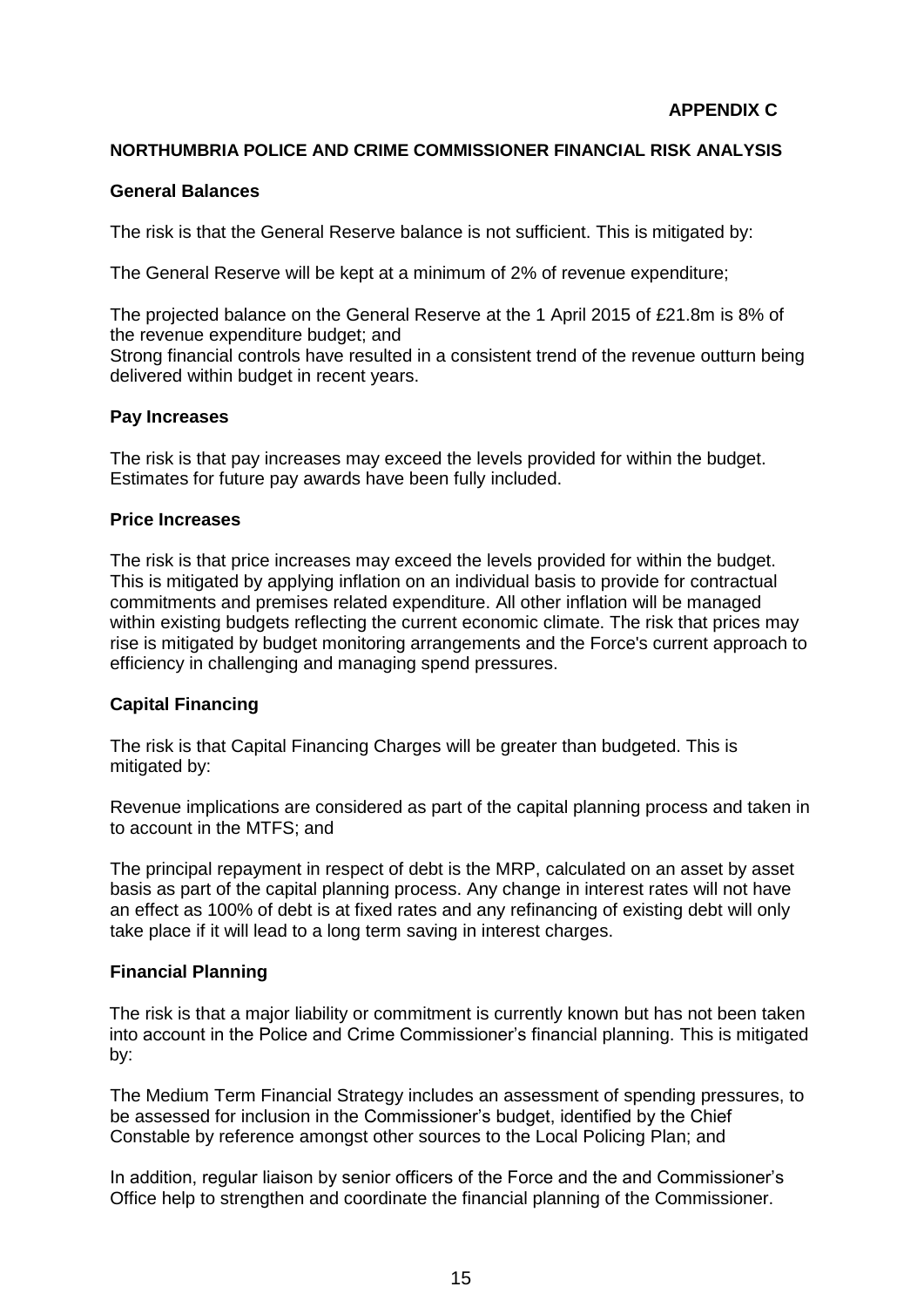**APPENDIX C**

## NORTHUMBRIA POLICE AND CRIME COMMISSIONER FINANCIAL RISK ANALYSIS

### General Balances

The risk is that the General Reserve balance is not sufficient. This is mitigated by:

The General Reserve will be kept at a minimum of 2% of revenue expenditure;

The projected balance on the General Reserve at the 1 April 2015 of £21.8m is 8% of the revenue expenditure budget; and
Strong financial controls have resulted in a consistent trend of the revenue outturn being delivered within budget in recent years.

### Pay Increases

The risk is that pay increases may exceed the levels provided for within the budget. Estimates for future pay awards have been fully included.

### Price Increases

The risk is that price increases may exceed the levels provided for within the budget. This is mitigated by applying inflation on an individual basis to provide for contractual commitments and premises related expenditure. All other inflation will be managed within existing budgets reflecting the current economic climate. The risk that prices may rise is mitigated by budget monitoring arrangements and the Force's current approach to efficiency in challenging and managing spend pressures.

### Capital Financing

The risk is that Capital Financing Charges will be greater than budgeted. This is mitigated by:

Revenue implications are considered as part of the capital planning process and taken in to account in the MTFS; and

The principal repayment in respect of debt is the MRP, calculated on an asset by asset basis as part of the capital planning process. Any change in interest rates will not have an effect as 100% of debt is at fixed rates and any refinancing of existing debt will only take place if it will lead to a long term saving in interest charges.

### Financial Planning

The risk is that a major liability or commitment is currently known but has not been taken into account in the Police and Crime Commissioner's financial planning. This is mitigated by:

The Medium Term Financial Strategy includes an assessment of spending pressures, to be assessed for inclusion in the Commissioner's budget, identified by the Chief Constable by reference amongst other sources to the Local Policing Plan; and

In addition, regular liaison by senior officers of the Force and the and Commissioner's Office help to strengthen and coordinate the financial planning of the Commissioner.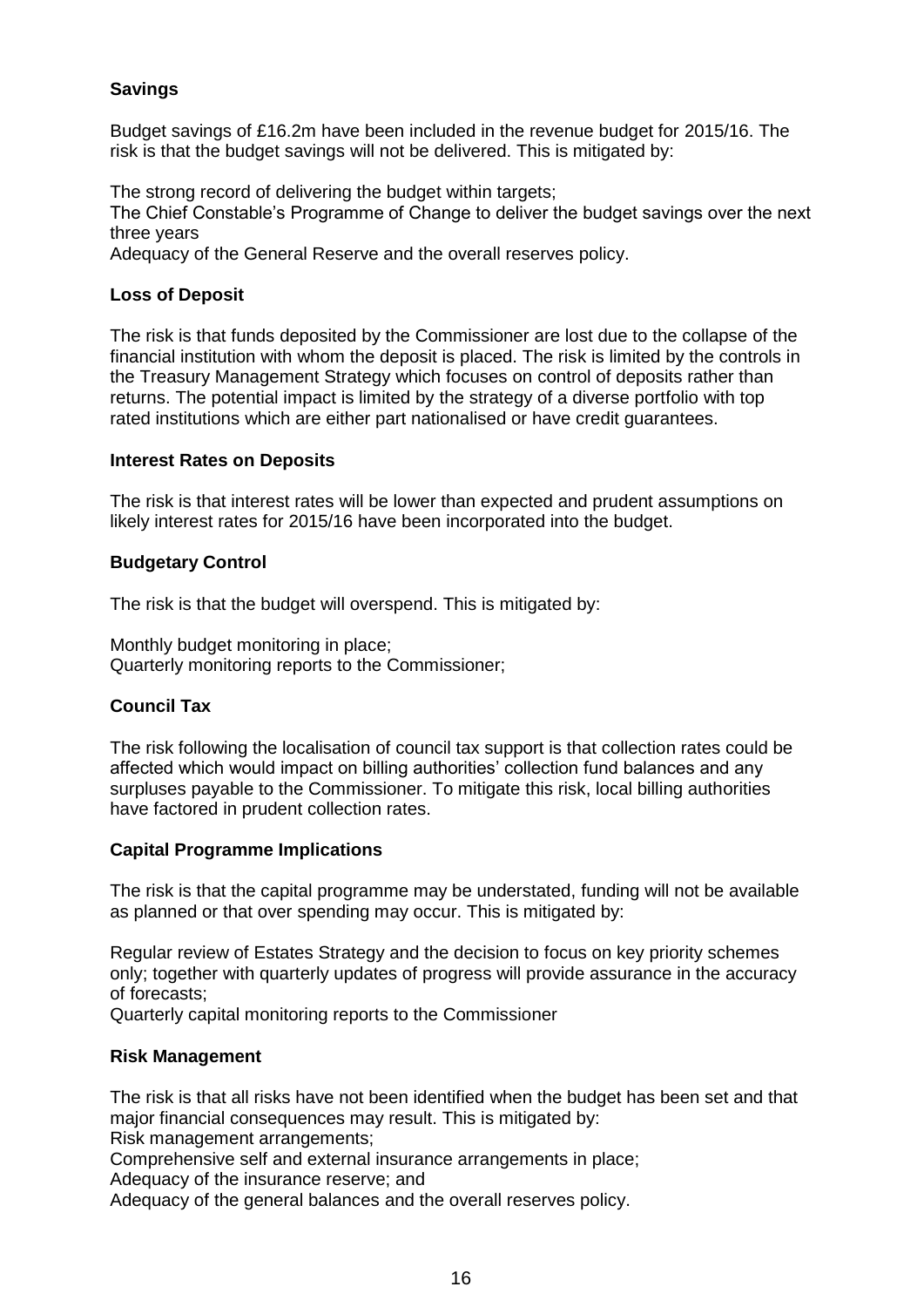### Savings

Budget savings of £16.2m have been included in the revenue budget for 2015/16. The risk is that the budget savings will not be delivered. This is mitigated by:

The strong record of delivering the budget within targets;
The Chief Constable's Programme of Change to deliver the budget savings over the next three years
Adequacy of the General Reserve and the overall reserves policy.

### Loss of Deposit

The risk is that funds deposited by the Commissioner are lost due to the collapse of the financial institution with whom the deposit is placed. The risk is limited by the controls in the Treasury Management Strategy which focuses on control of deposits rather than returns. The potential impact is limited by the strategy of a diverse portfolio with top rated institutions which are either part nationalised or have credit guarantees.

### Interest Rates on Deposits

The risk is that interest rates will be lower than expected and prudent assumptions on likely interest rates for 2015/16 have been incorporated into the budget.

### Budgetary Control

The risk is that the budget will overspend. This is mitigated by:

Monthly budget monitoring in place;
Quarterly monitoring reports to the Commissioner;

### Council Tax

The risk following the localisation of council tax support is that collection rates could be affected which would impact on billing authorities' collection fund balances and any surpluses payable to the Commissioner. To mitigate this risk, local billing authorities have factored in prudent collection rates.

### Capital Programme Implications

The risk is that the capital programme may be understated, funding will not be available as planned or that over spending may occur. This is mitigated by:

Regular review of Estates Strategy and the decision to focus on key priority schemes only; together with quarterly updates of progress will provide assurance in the accuracy of forecasts;
Quarterly capital monitoring reports to the Commissioner

### Risk Management

The risk is that all risks have not been identified when the budget has been set and that major financial consequences may result. This is mitigated by:
Risk management arrangements;
Comprehensive self and external insurance arrangements in place;
Adequacy of the insurance reserve; and
Adequacy of the general balances and the overall reserves policy.